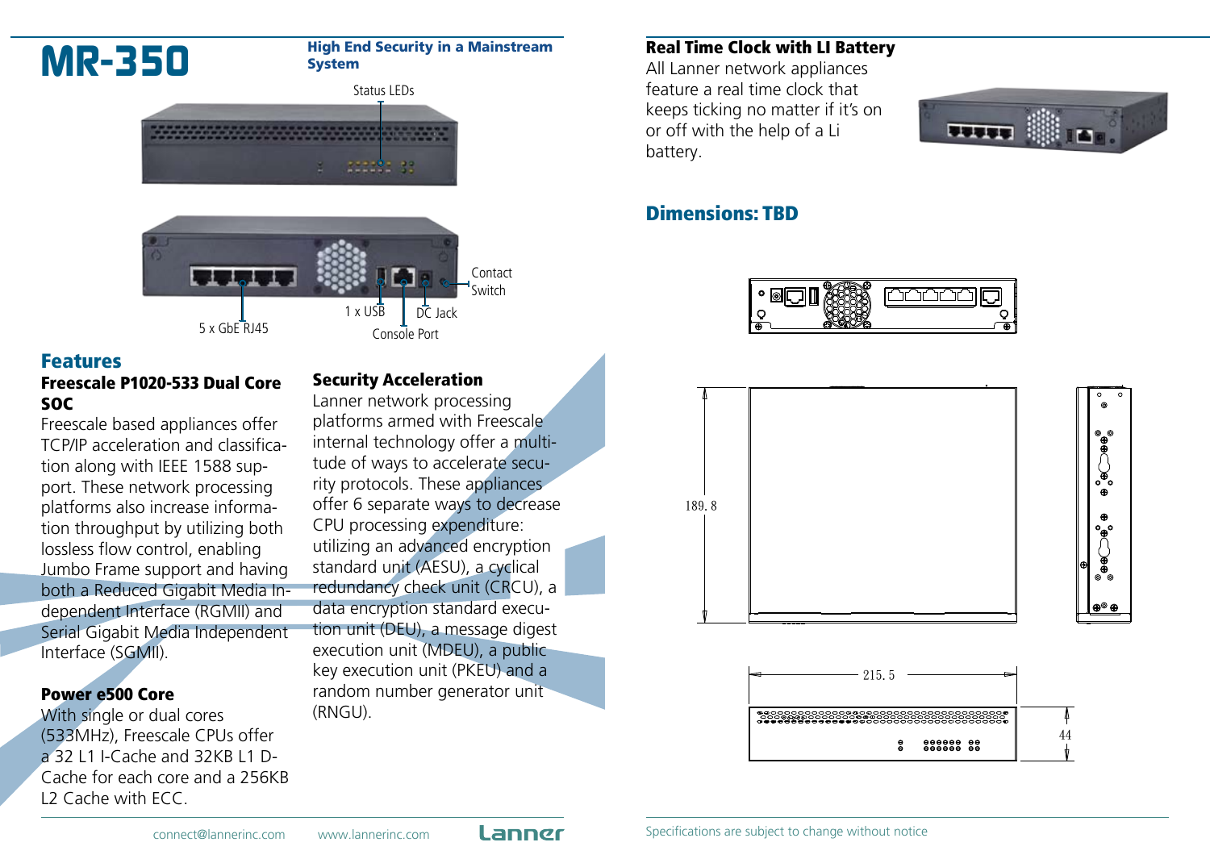# MR-350

**High End Security in a Mainstream System**

Status LEDs

5 x GbE RJ45

1 x USB

Console Port

DC Jack

Contact Switch

## Features

### Freescale P1020-533 Dual Core SOC

Freescale based appliances offer TCP/IP acceleration and classification along with IEEE 1588 support. These network processing platforms also increase information throughput by utilizing both lossless flow control, enabling Jumbo Frame support and having both a Reduced Gigabit Media Independent Interface (RGMII) and Serial Gigabit Media Independent Interface (SGMII).

### Power e500 Core

With single or dual cores (533MHz), Freescale CPUs offer a 32 L1 I-Cache and 32KB L1 D-Cache for each core and a 256KB L2 Cache with ECC.

### Security Acceleration

Lanner network processing platforms armed with Freescale internal technology offer a multitude of ways to accelerate security protocols. These appliances offer 6 separate ways to decrease CPU processing expenditure: utilizing an advanced encryption standard unit (AESU), a cyclical redundancy check unit (CRCU), a data encryption standard execution unit (DEU), a message digest execution unit (MDEU), a public key execution unit (PKEU) and a random number generator unit (RNGU).

### Real Time Clock with LI Battery

All Lanner network appliances feature a real time clock that keeps ticking no matter if it's on or off with the help of a Li battery.

## Dimensions: TBD

189. 8

215. 5

44

connect@lannerinc.com www.lannerinc.com Lanner

Specifications are subject to change without notice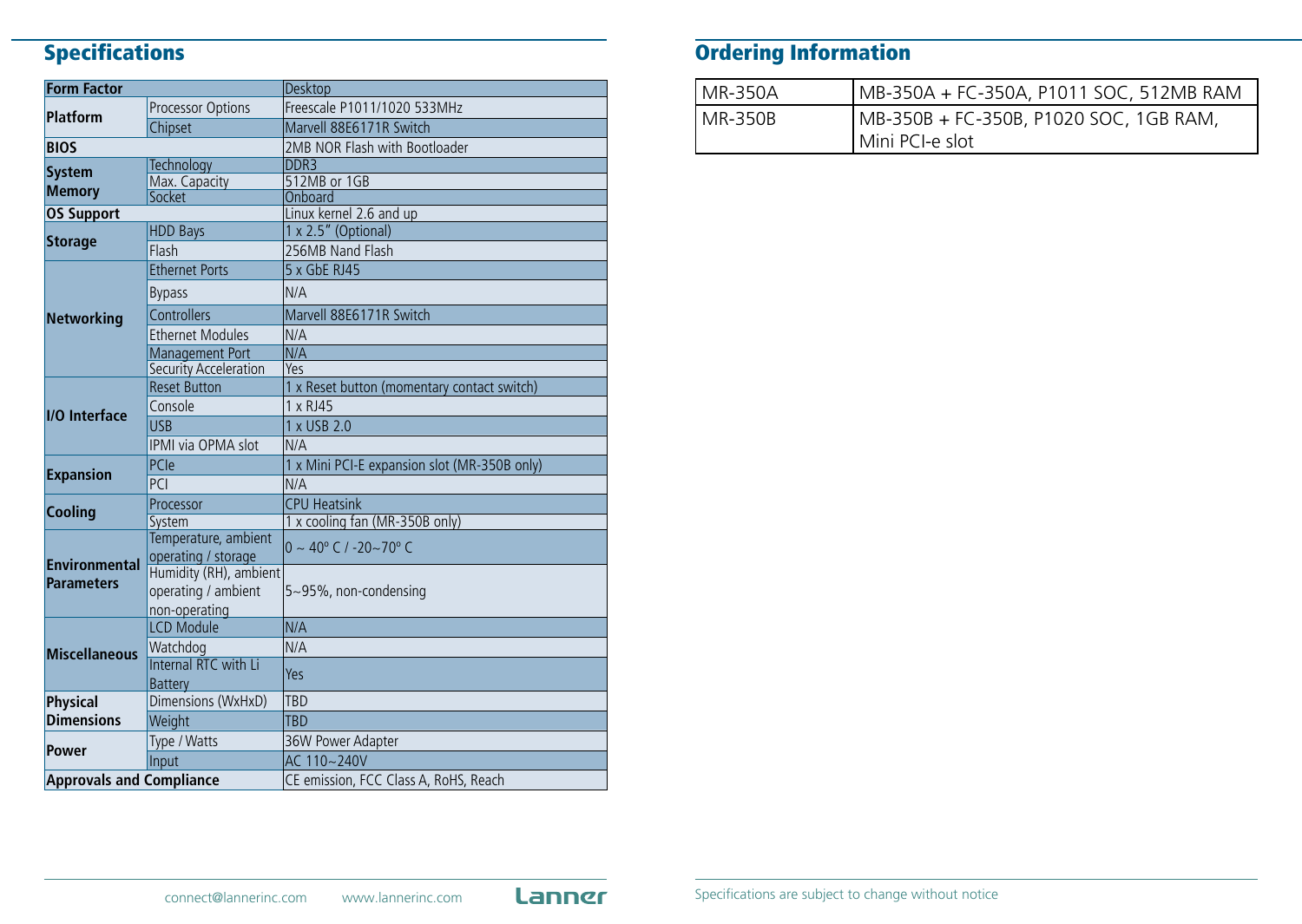## Specifications

| | | |
|---|---|---|
| **Form Factor** | | Desktop |
| **Platform** | Processor Options | Freescale P1011/1020 533MHz |
| | Chipset | Marvell 88E6171R Switch |
| **BIOS** | | 2MB NOR Flash with Bootloader |
| **System Memory** | Technology | DDR3 |
| | Max. Capacity | 512MB or 1GB |
| | Socket | Onboard |
| **OS Support** | | Linux kernel 2.6 and up |
| **Storage** | HDD Bays | 1 x 2.5" (Optional) |
| | Flash | 256MB Nand Flash |
| **Networking** | Ethernet Ports | 5 x GbE RJ45 |
| | Bypass | N/A |
| | Controllers | Marvell 88E6171R Switch |
| | Ethernet Modules | N/A |
| | Management Port | N/A |
| | Security Acceleration | Yes |
| **I/O Interface** | Reset Button | 1 x Reset button (momentary contact switch) |
| | Console | 1 x RJ45 |
| | USB | 1 x USB 2.0 |
| | IPMI via OPMA slot | N/A |
| **Expansion** | PCIe | 1 x Mini PCI-E expansion slot (MR-350B only) |
| | PCI | N/A |
| **Cooling** | Processor | CPU Heatsink |
| | System | 1 x cooling fan (MR-350B only) |
| **Environmental Parameters** | Temperature, ambient operating / storage | 0 ~ 40° C / -20~70° C |
| | Humidity (RH), ambient operating / ambient non-operating | 5~95%, non-condensing |
| **Miscellaneous** | LCD Module | N/A |
| | Watchdog | N/A |
| | Internal RTC with Li Battery | Yes |
| **Physical Dimensions** | Dimensions (WxHxD) | TBD |
| | Weight | TBD |
| **Power** | Type / Watts | 36W Power Adapter |
| | Input | AC 110~240V |
| **Approvals and Compliance** | | CE emission, FCC Class A, RoHS, Reach |

## Ordering Information

| | |
|---|---|
| MR-350A | MB-350A + FC-350A, P1011 SOC, 512MB RAM |
| MR-350B | MB-350B + FC-350B, P1020 SOC, 1GB RAM, Mini PCI-e slot |

connect@lannerinc.com www.lannerinc.com Lanner

Specifications are subject to change without notice